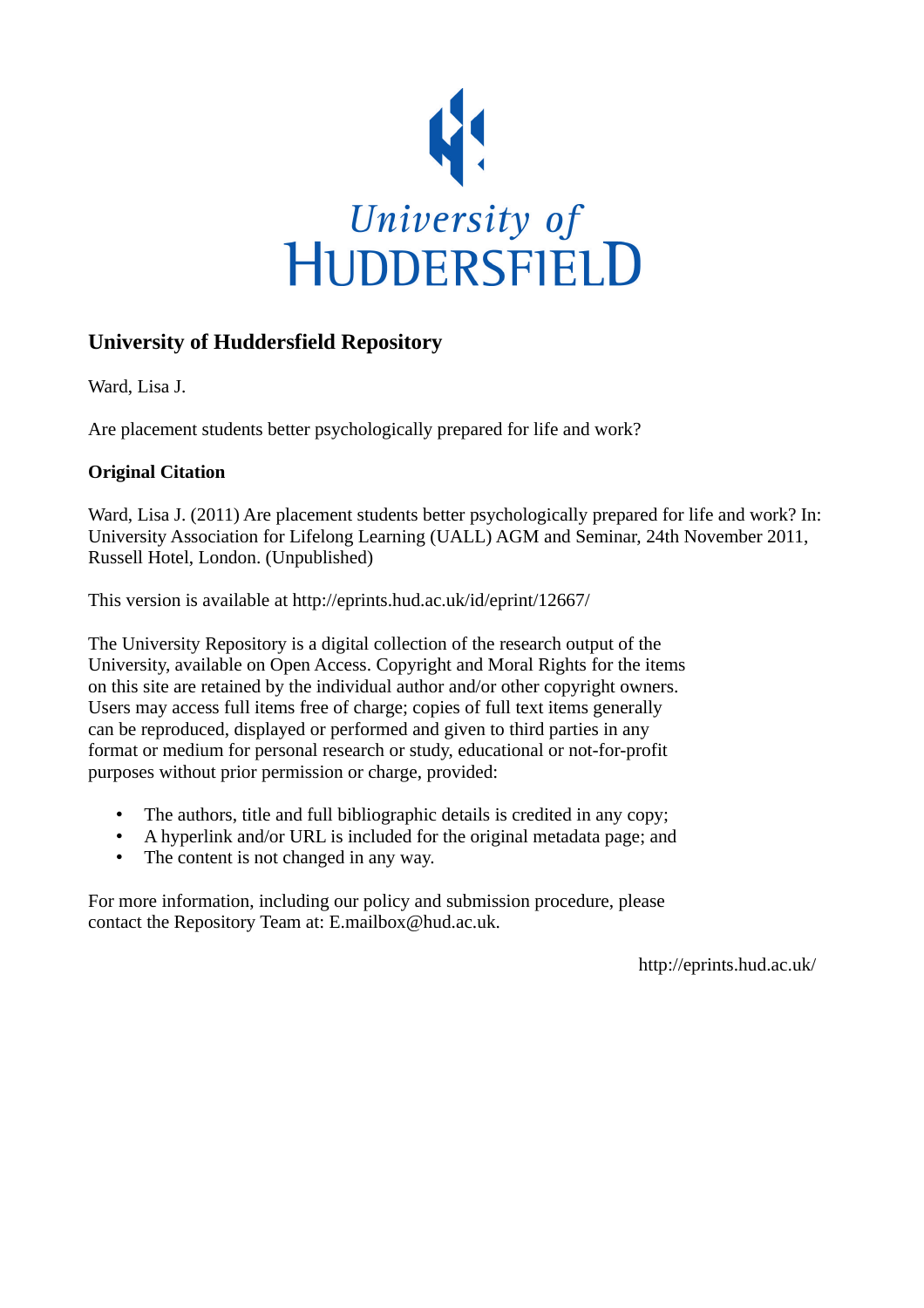University of
HUDDERSFIELD

## University of Huddersfield Repository

Ward, Lisa J.

Are placement students better psychologically prepared for life and work?

**Original Citation**

Ward, Lisa J. (2011) Are placement students better psychologically prepared for life and work? In: University Association for Lifelong Learning (UALL) AGM and Seminar, 24th November 2011, Russell Hotel, London. (Unpublished)

This version is available at http://eprints.hud.ac.uk/id/eprint/12667/

The University Repository is a digital collection of the research output of the University, available on Open Access. Copyright and Moral Rights for the items on this site are retained by the individual author and/or other copyright owners. Users may access full items free of charge; copies of full text items generally can be reproduced, displayed or performed and given to third parties in any format or medium for personal research or study, educational or not-for-profit purposes without prior permission or charge, provided:

- The authors, title and full bibliographic details is credited in any copy;
- A hyperlink and/or URL is included for the original metadata page; and
- The content is not changed in any way.

For more information, including our policy and submission procedure, please contact the Repository Team at: E.mailbox@hud.ac.uk.

http://eprints.hud.ac.uk/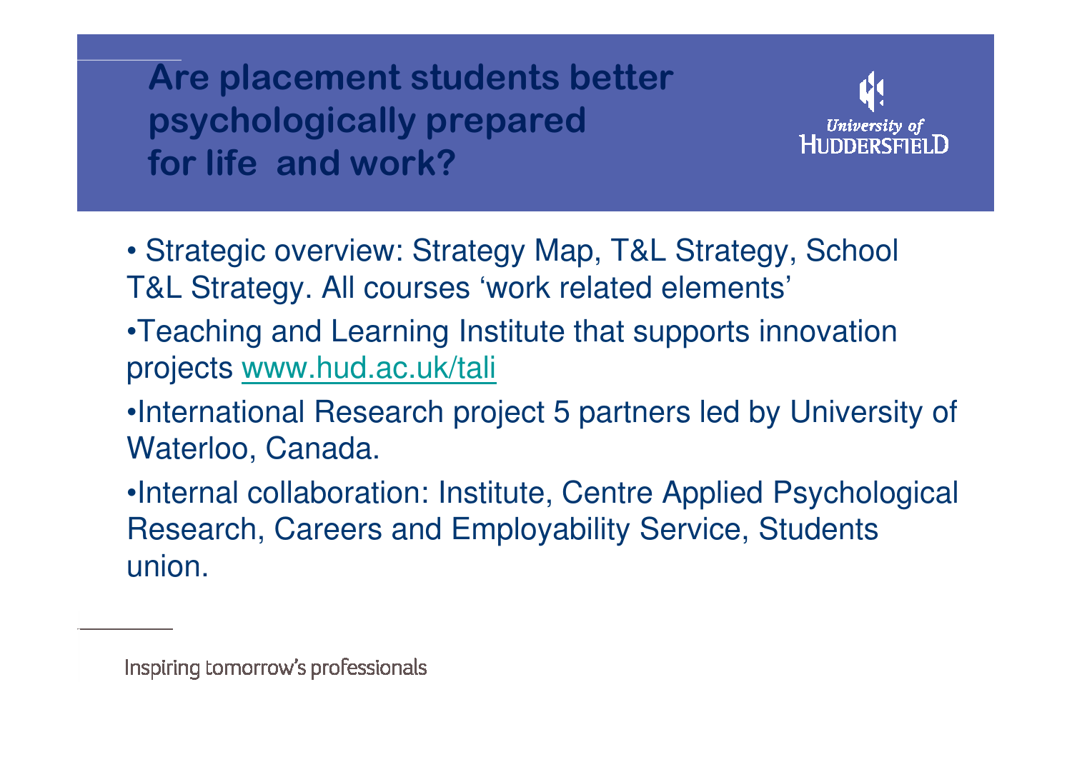# Are placement students better psychologically prepared for life and work?

University of Huddersfield

- Strategic overview: Strategy Map, T&L Strategy, School T&L Strategy. All courses 'work related elements'
- Teaching and Learning Institute that supports innovation projects [www.hud.ac.uk/tali](www.hud.ac.uk/tali)
- International Research project 5 partners led by University of Waterloo, Canada.
- Internal collaboration: Institute, Centre Applied Psychological Research, Careers and Employability Service, Students union.

Inspiring tomorrow's professionals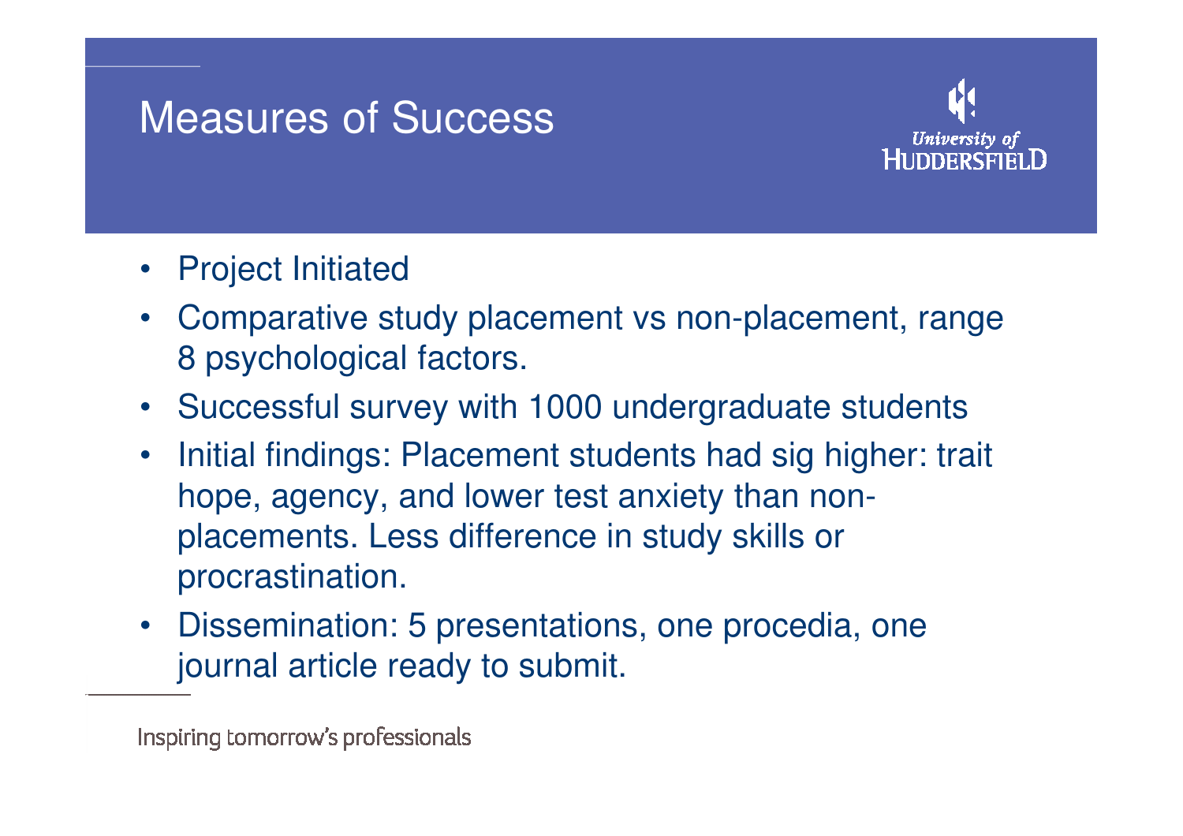# Measures of Success

- Project Initiated
- Comparative study placement vs non-placement, range 8 psychological factors.
- Successful survey with 1000 undergraduate students
- Initial findings: Placement students had sig higher: trait hope, agency, and lower test anxiety than non-placements. Less difference in study skills or procrastination.
- Dissemination: 5 presentations, one procedia, one journal article ready to submit.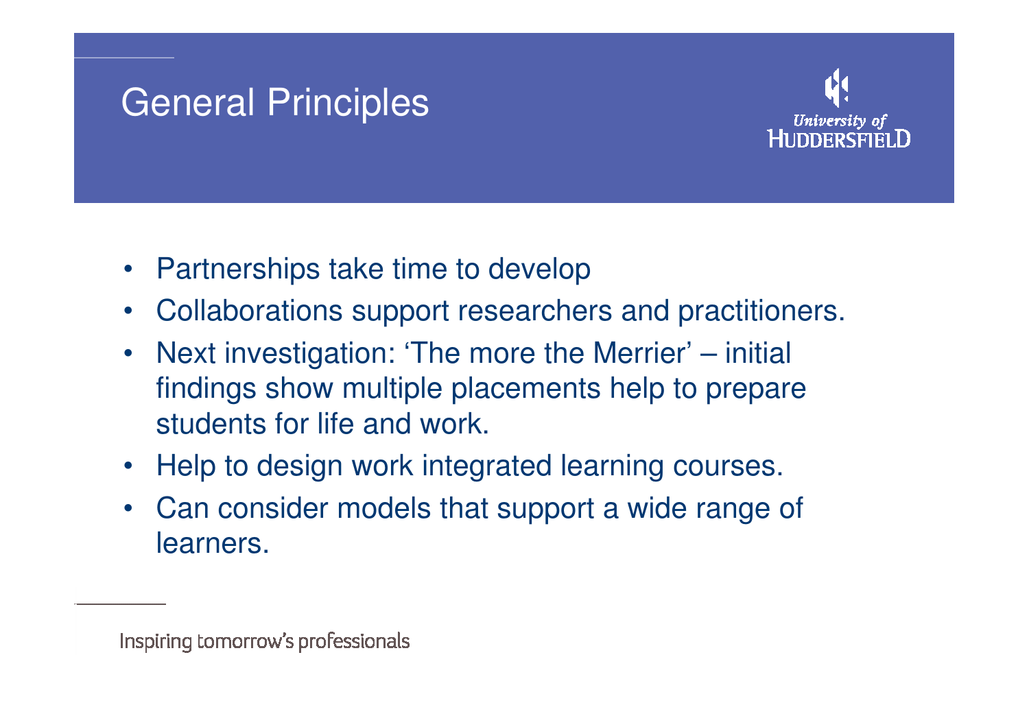# General Principles

- Partnerships take time to develop
- Collaborations support researchers and practitioners.
- Next investigation: 'The more the Merrier' – initial findings show multiple placements help to prepare students for life and work.
- Help to design work integrated learning courses.
- Can consider models that support a wide range of learners.